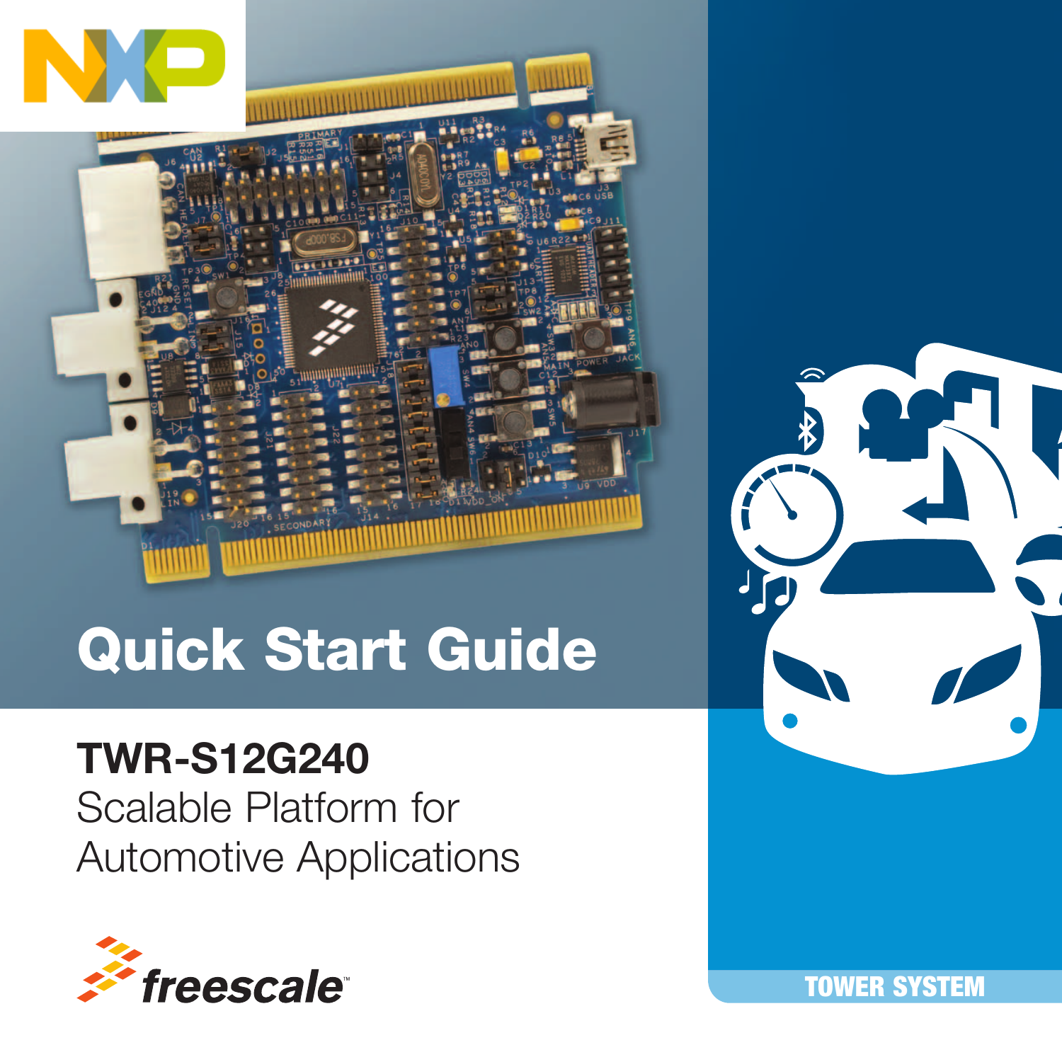# Quick Start Guide

## TWR-S12G240

Scalable Platform for Automotive Applications

TOWER SYSTEM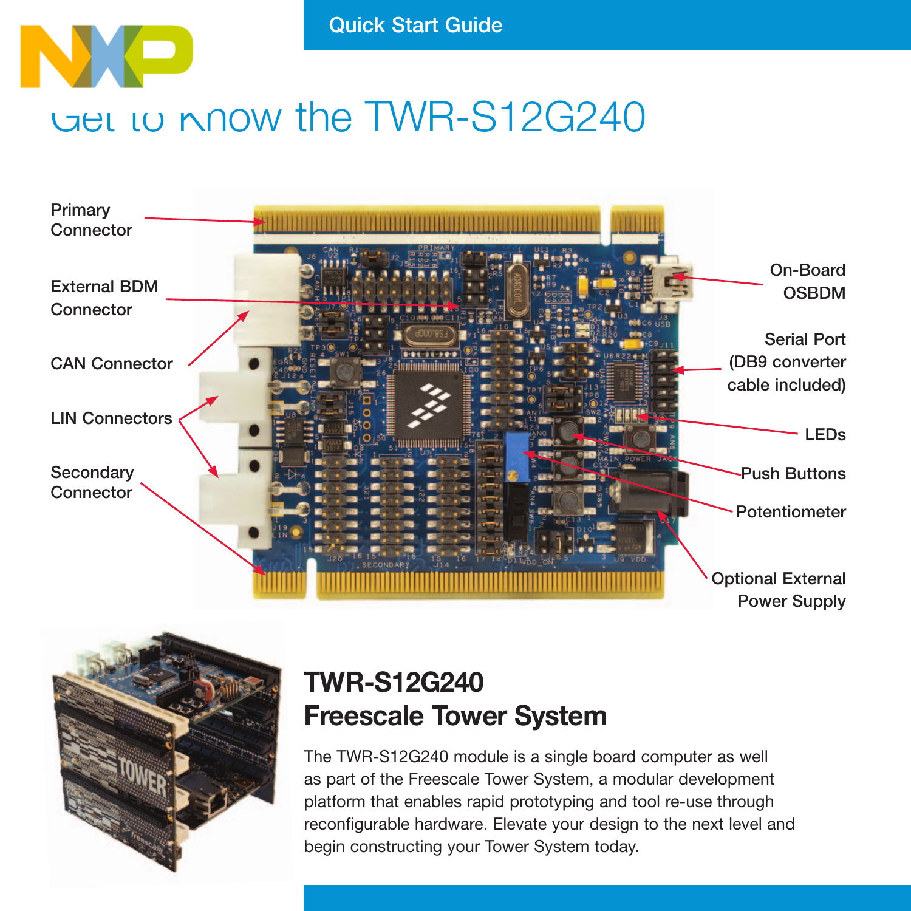Quick Start Guide

# Get to Know the TWR-S12G240

Primary Connector

External BDM Connector

CAN Connector

LIN Connectors

Secondary Connector

On-Board OSBDM

Serial Port (DB9 converter cable included)

LEDs

Push Buttons

Potentiometer

Optional External Power Supply

## TWR-S12G240
## Freescale Tower System

The TWR-S12G240 module is a single board computer as well as part of the Freescale Tower System, a modular development platform that enables rapid prototyping and tool re-use through reconfigurable hardware. Elevate your design to the next level and begin constructing your Tower System today.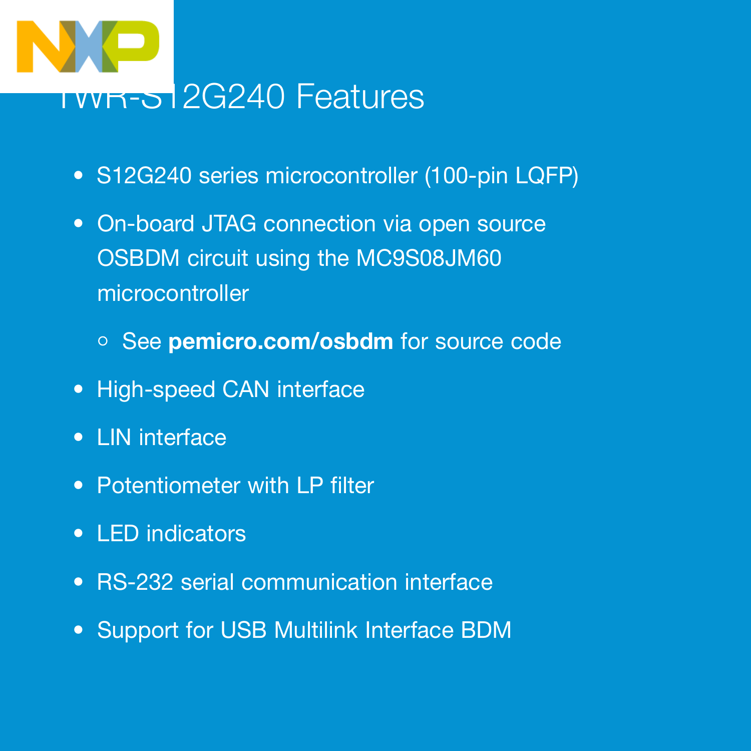# TWR-S12G240 Features

- S12G240 series microcontroller (100-pin LQFP)
- On-board JTAG connection via open source OSBDM circuit using the MC9S08JM60 microcontroller
  - See **pemicro.com/osbdm** for source code
- High-speed CAN interface
- LIN interface
- Potentiometer with LP filter
- LED indicators
- RS-232 serial communication interface
- Support for USB Multilink Interface BDM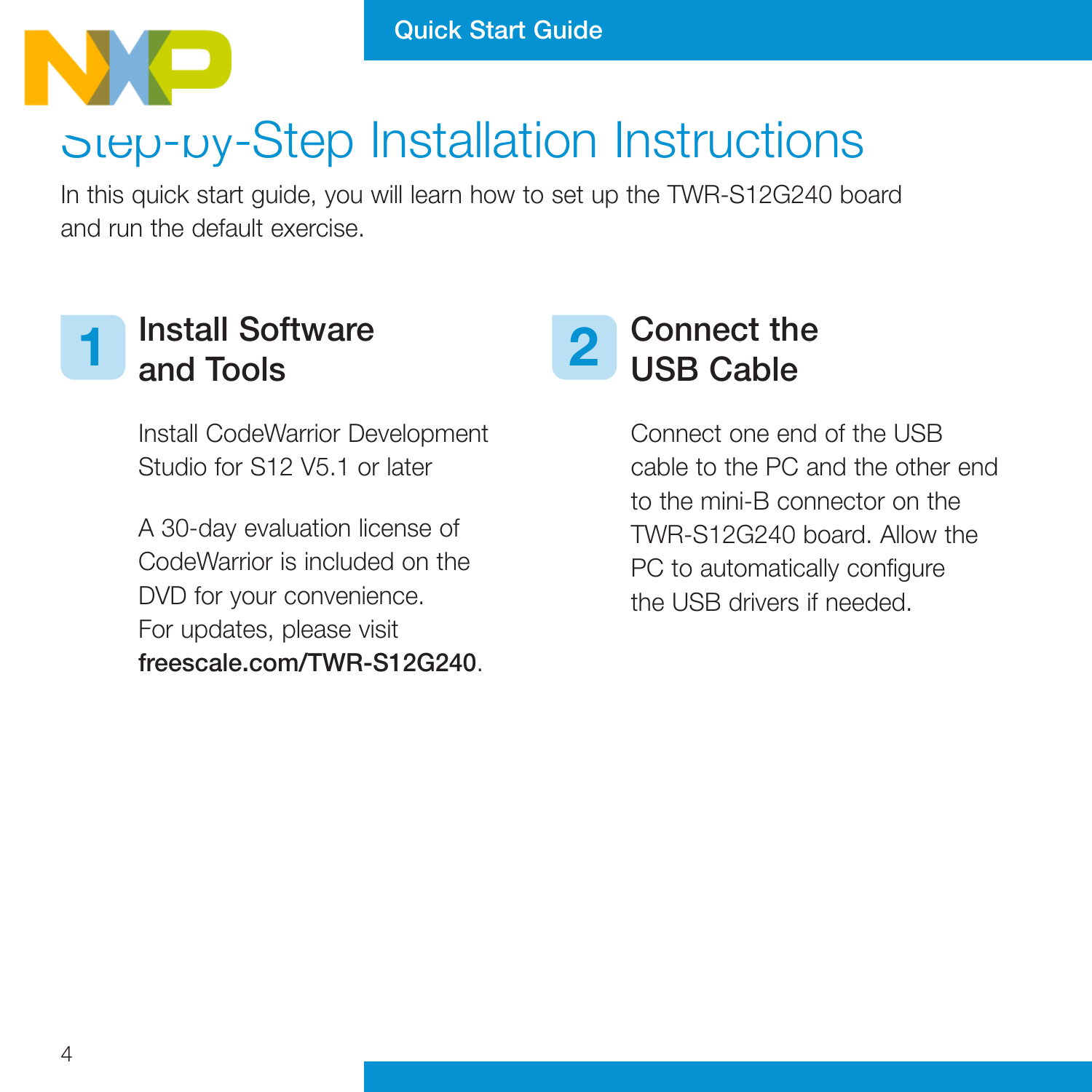# Step-by-Step Installation Instructions

In this quick start guide, you will learn how to set up the TWR-S12G240 board and run the default exercise.

## 1 Install Software and Tools

Install CodeWarrior Development Studio for S12 V5.1 or later

A 30-day evaluation license of CodeWarrior is included on the DVD for your convenience. For updates, please visit **freescale.com/TWR-S12G240**.

## 2 Connect the USB Cable

Connect one end of the USB cable to the PC and the other end to the mini-B connector on the TWR-S12G240 board. Allow the PC to automatically configure the USB drivers if needed.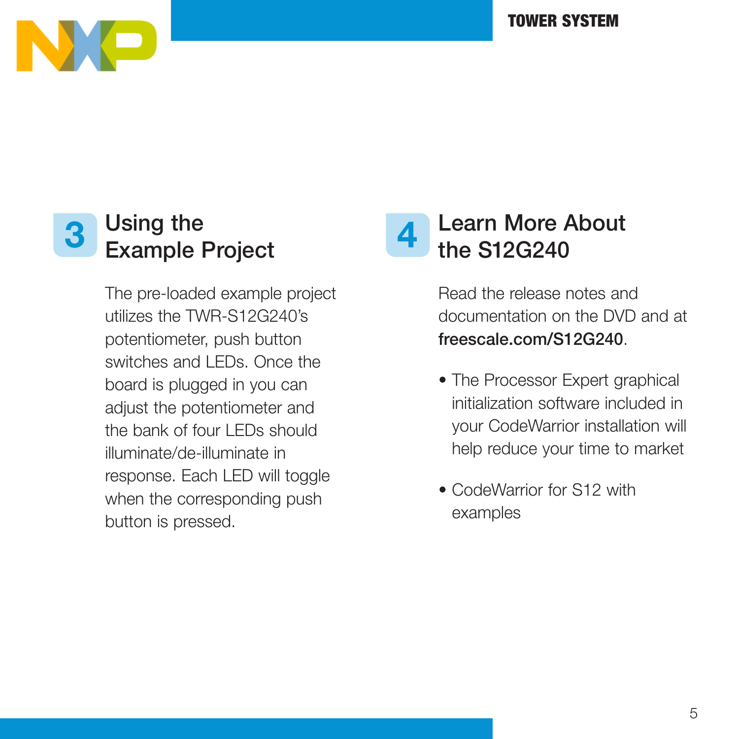## 3 Using the Example Project

The pre-loaded example project utilizes the TWR-S12G240's potentiometer, push button switches and LEDs. Once the board is plugged in you can adjust the potentiometer and the bank of four LEDs should illuminate/de-illuminate in response. Each LED will toggle when the corresponding push button is pressed.

## 4 Learn More About the S12G240

Read the release notes and documentation on the DVD and at **freescale.com/S12G240**.

- The Processor Expert graphical initialization software included in your CodeWarrior installation will help reduce your time to market
- CodeWarrior for S12 with examples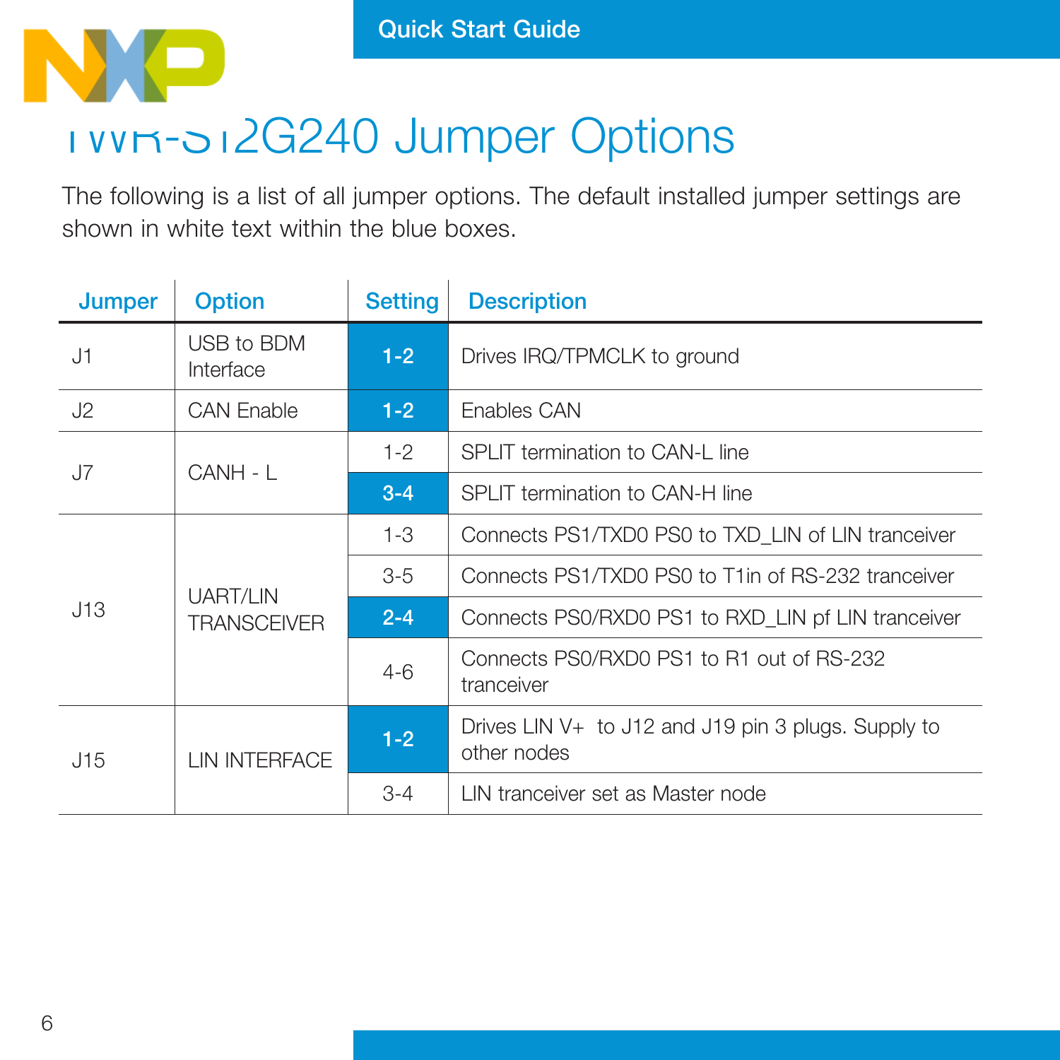# TWR-S12G240 Jumper Options

The following is a list of all jumper options. The default installed jumper settings are shown in white text within the blue boxes.

| Jumper | Option | Setting | Description |
|---|---|---|---|
| J1 | USB to BDM Interface | **1-2** | Drives IRQ/TPMCLK to ground |
| J2 | CAN Enable | **1-2** | Enables CAN |
| J7 | CANH - L | 1-2 | SPLIT termination to CAN-L line |
| | | **3-4** | SPLIT termination to CAN-H line |
| J13 | UART/LIN TRANSCEIVER | 1-3 | Connects PS1/TXD0 PS0 to TXD_LIN of LIN tranceiver |
| | | 3-5 | Connects PS1/TXD0 PS0 to T1in of RS-232 tranceiver |
| | | **2-4** | Connects PS0/RXD0 PS1 to RXD_LIN pf LIN tranceiver |
| | | 4-6 | Connects PS0/RXD0 PS1 to R1 out of RS-232 tranceiver |
| J15 | LIN INTERFACE | **1-2** | Drives LIN V+ to J12 and J19 pin 3 plugs. Supply to other nodes |
| | | 3-4 | LIN tranceiver set as Master node |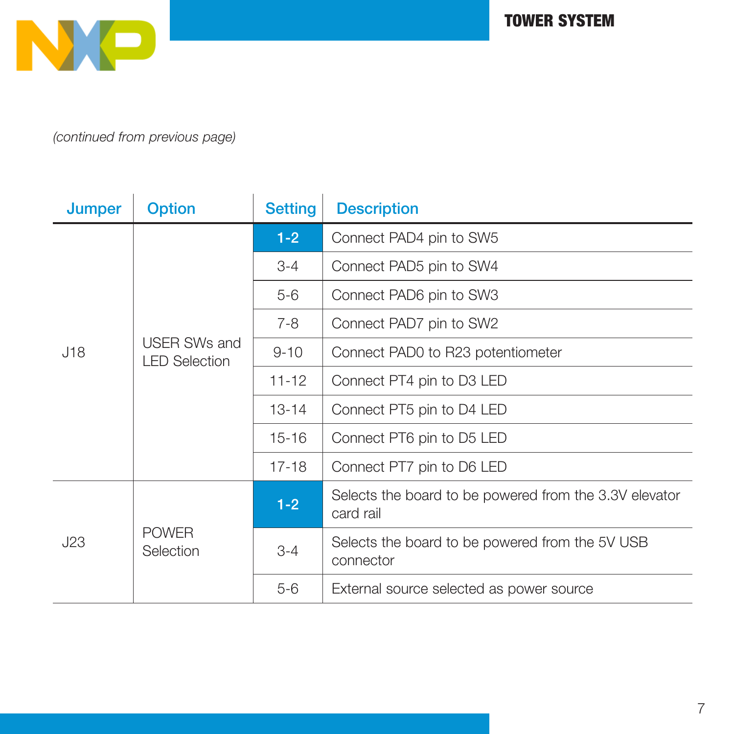*(continued from previous page)*

| Jumper | Option | Setting | Description |
| --- | --- | --- | --- |
| J18 | USER SWs and LED Selection | **1-2** | Connect PAD4 pin to SW5 |
| | | 3-4 | Connect PAD5 pin to SW4 |
| | | 5-6 | Connect PAD6 pin to SW3 |
| | | 7-8 | Connect PAD7 pin to SW2 |
| | | 9-10 | Connect PAD0 to R23 potentiometer |
| | | 11-12 | Connect PT4 pin to D3 LED |
| | | 13-14 | Connect PT5 pin to D4 LED |
| | | 15-16 | Connect PT6 pin to D5 LED |
| | | 17-18 | Connect PT7 pin to D6 LED |
| J23 | POWER Selection | **1-2** | Selects the board to be powered from the 3.3V elevator card rail |
| | | 3-4 | Selects the board to be powered from the 5V USB connector |
| | | 5-6 | External source selected as power source |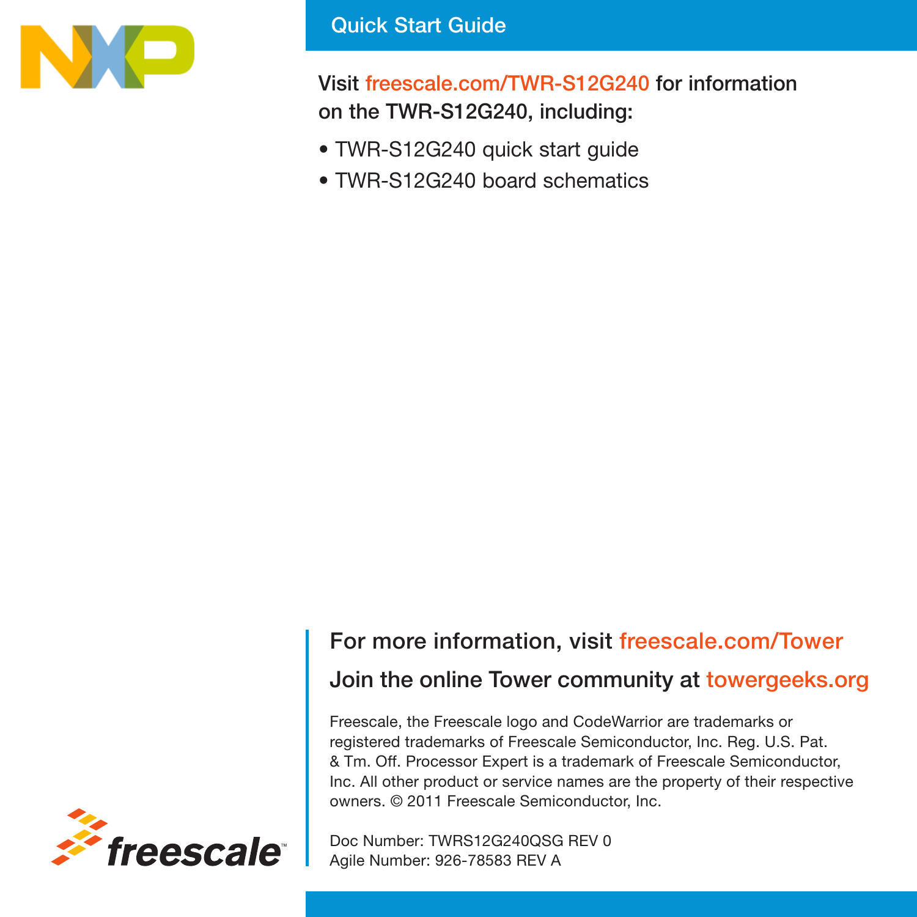Quick Start Guide

**Visit freescale.com/TWR-S12G240 for information on the TWR-S12G240, including:**

- TWR-S12G240 quick start guide
- TWR-S12G240 board schematics

**For more information, visit freescale.com/Tower**

**Join the online Tower community at towergeeks.org**

Freescale, the Freescale logo and CodeWarrior are trademarks or registered trademarks of Freescale Semiconductor, Inc. Reg. U.S. Pat. & Tm. Off. Processor Expert is a trademark of Freescale Semiconductor, Inc. All other product or service names are the property of their respective owners. © 2011 Freescale Semiconductor, Inc.

Doc Number: TWRS12G240QSG REV 0
Agile Number: 926-78583 REV A